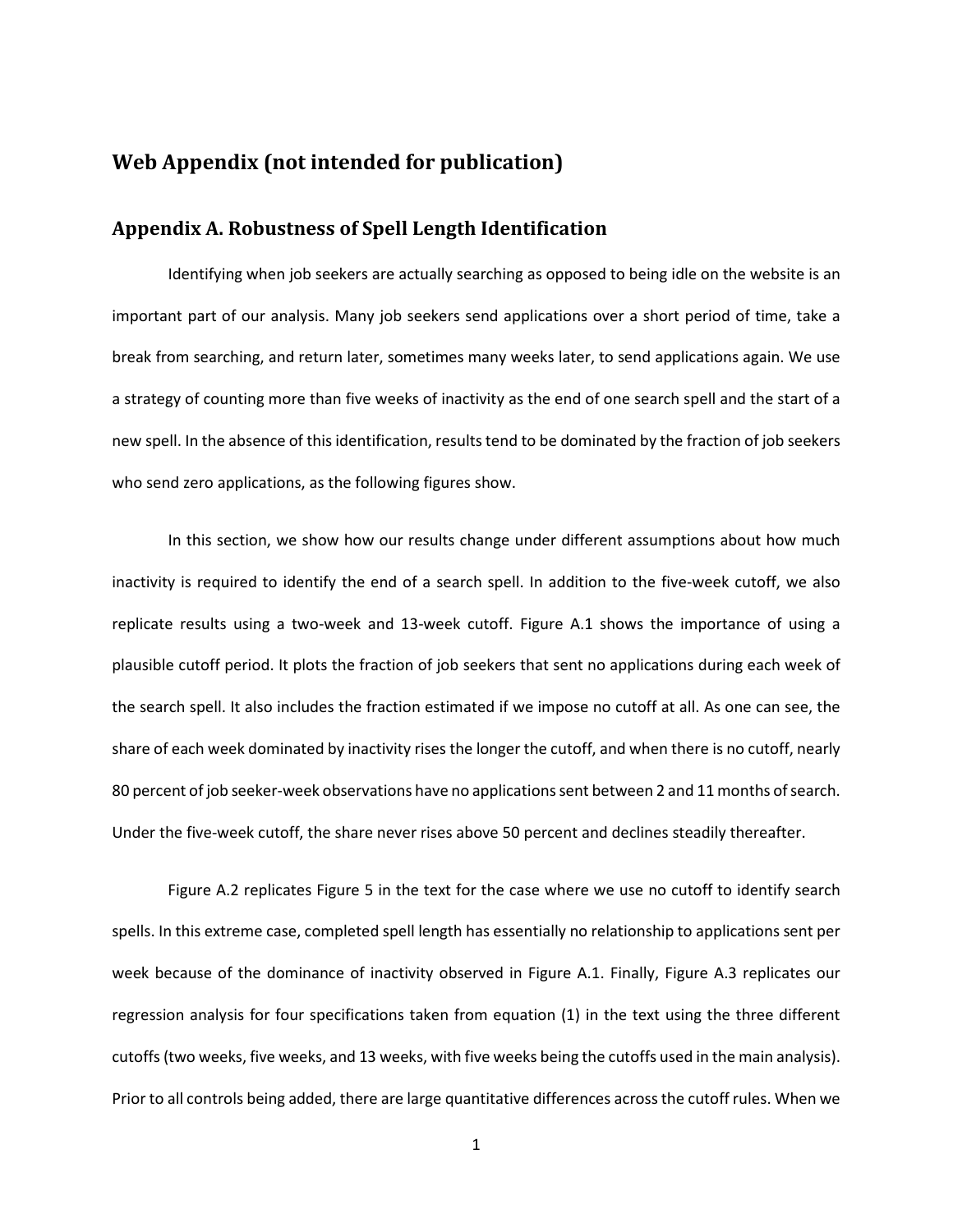# Web Appendix (not intended for publication)

## Appendix A. Robustness of Spell Length Identification

Identifying when job seekers are actually searching as opposed to being idle on the website is an important part of our analysis. Many job seekers send applications over a short period of time, take a break from searching, and return later, sometimes many weeks later, to send applications again. We use a strategy of counting more than five weeks of inactivity as the end of one search spell and the start of a new spell. In the absence of this identification, results tend to be dominated by the fraction of job seekers who send zero applications, as the following figures show.

In this section, we show how our results change under different assumptions about how much inactivity is required to identify the end of a search spell. In addition to the five-week cutoff, we also replicate results using a two-week and 13-week cutoff. Figure A.1 shows the importance of using a plausible cutoff period. It plots the fraction of job seekers that sent no applications during each week of the search spell. It also includes the fraction estimated if we impose no cutoff at all. As one can see, the share of each week dominated by inactivity rises the longer the cutoff, and when there is no cutoff, nearly 80 percent of job seeker-week observations have no applications sent between 2 and 11 months of search. Under the five-week cutoff, the share never rises above 50 percent and declines steadily thereafter.

Figure A.2 replicates Figure 5 in the text for the case where we use no cutoff to identify search spells. In this extreme case, completed spell length has essentially no relationship to applications sent per week because of the dominance of inactivity observed in Figure A.1. Finally, Figure A.3 replicates our regression analysis for four specifications taken from equation (1) in the text using the three different cutoffs (two weeks, five weeks, and 13 weeks, with five weeks being the cutoffs used in the main analysis). Prior to all controls being added, there are large quantitative differences across the cutoff rules. When we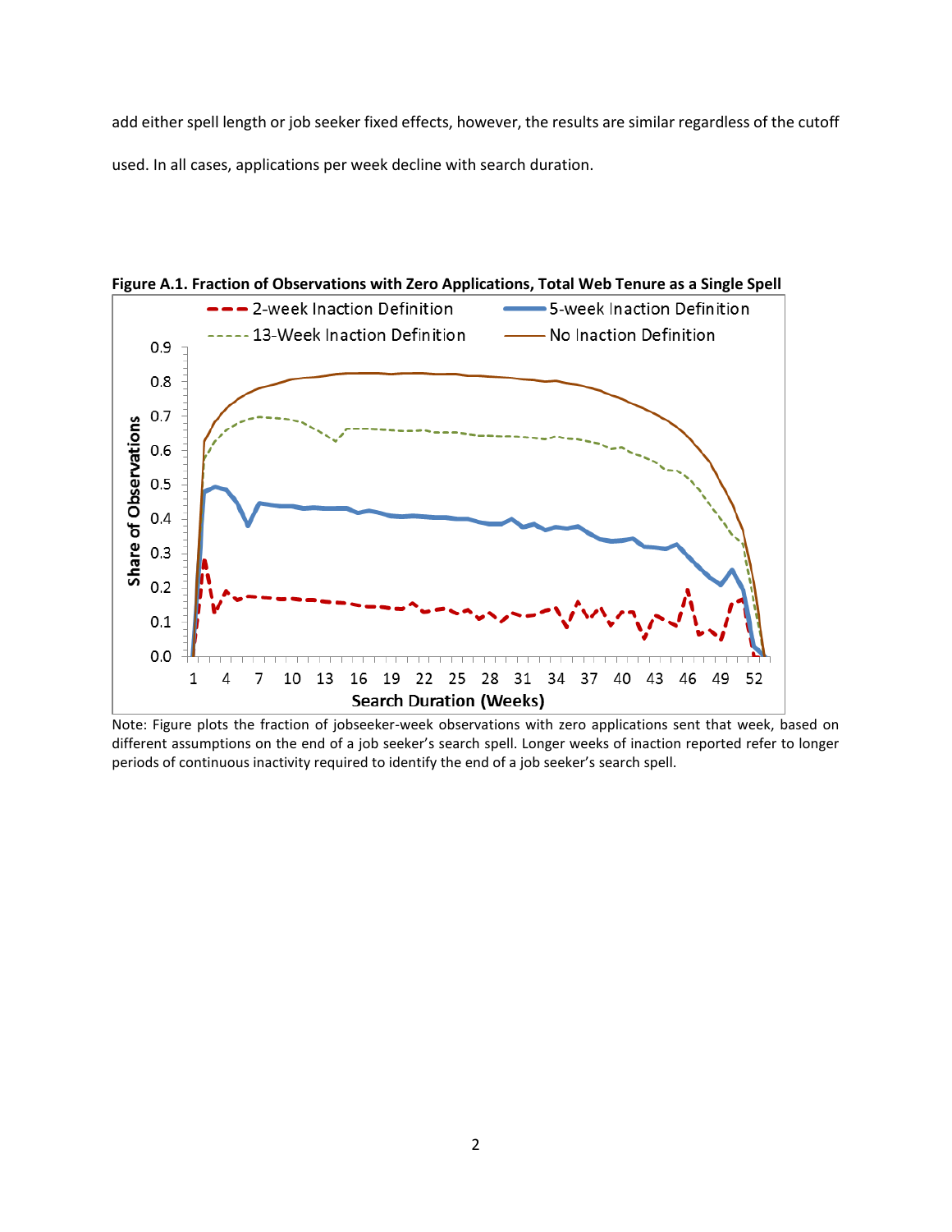add either spell length or job seeker fixed effects, however, the results are similar regardless of the cutoff used. In all cases, applications per week decline with search duration.

**Figure A.1. Fraction of Observations with Zero Applications, Total Web Tenure as a Single Spell**

Note: Figure plots the fraction of jobseeker-week observations with zero applications sent that week, based on different assumptions on the end of a job seeker's search spell. Longer weeks of inaction reported refer to longer periods of continuous inactivity required to identify the end of a job seeker's search spell.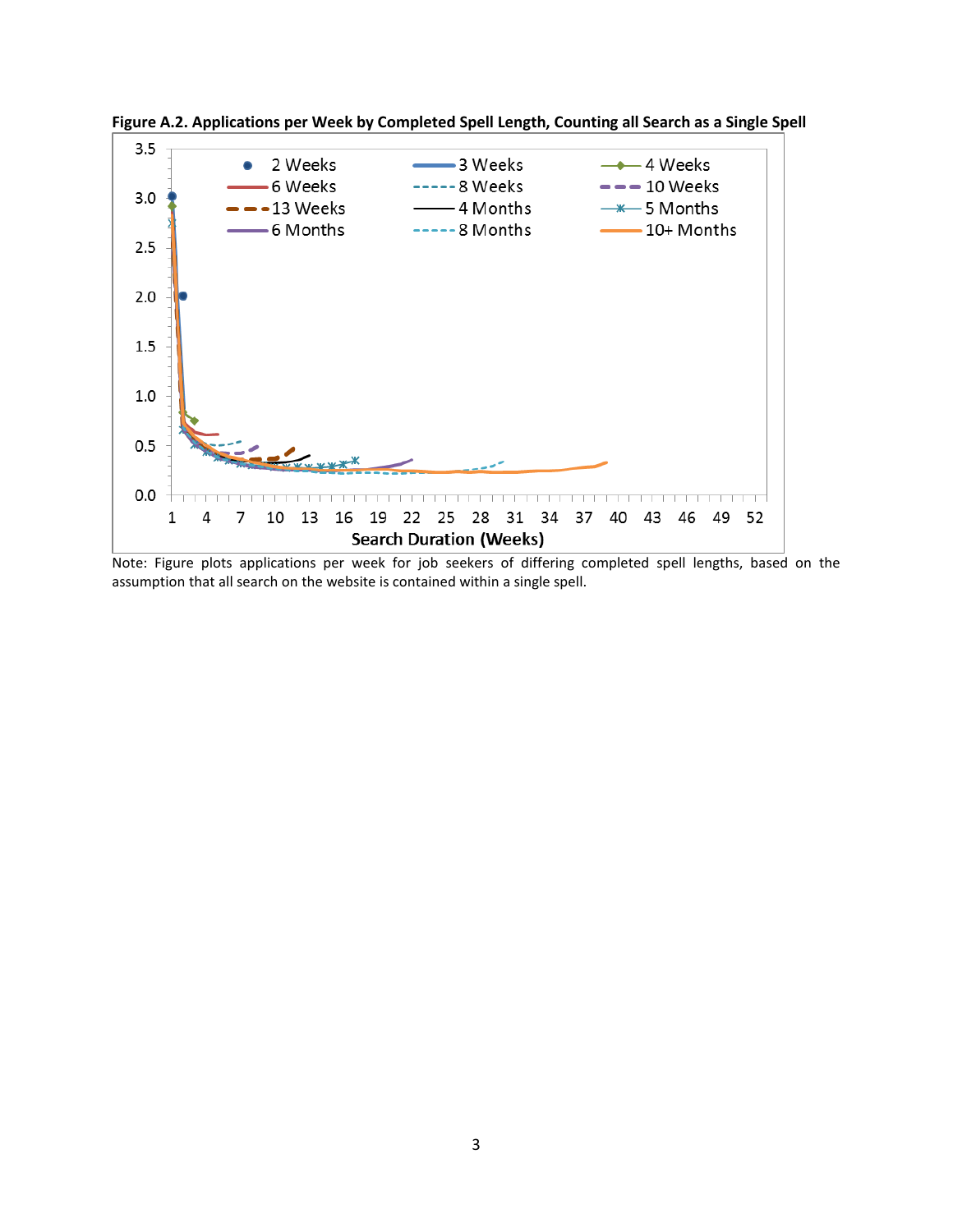**Figure A.2. Applications per Week by Completed Spell Length, Counting all Search as a Single Spell**

Note: Figure plots applications per week for job seekers of differing completed spell lengths, based on the assumption that all search on the website is contained within a single spell.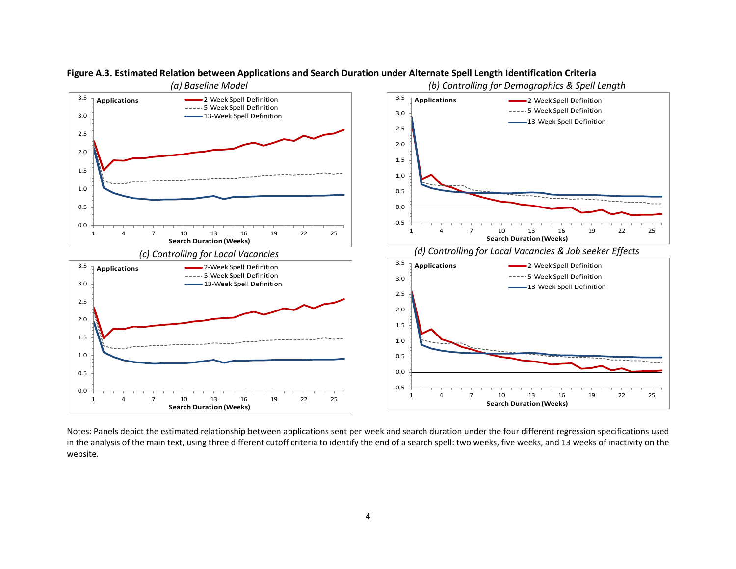**Figure A.3. Estimated Relation between Applications and Search Duration under Alternate Spell Length Identification Criteria**

*(a) Baseline Model*

*(b) Controlling for Demographics & Spell Length*

*(c) Controlling for Local Vacancies*

*(d) Controlling for Local Vacancies & Job seeker Effects*

Notes: Panels depict the estimated relationship between applications sent per week and search duration under the four different regression specifications used in the analysis of the main text, using three different cutoff criteria to identify the end of a search spell: two weeks, five weeks, and 13 weeks of inactivity on the website.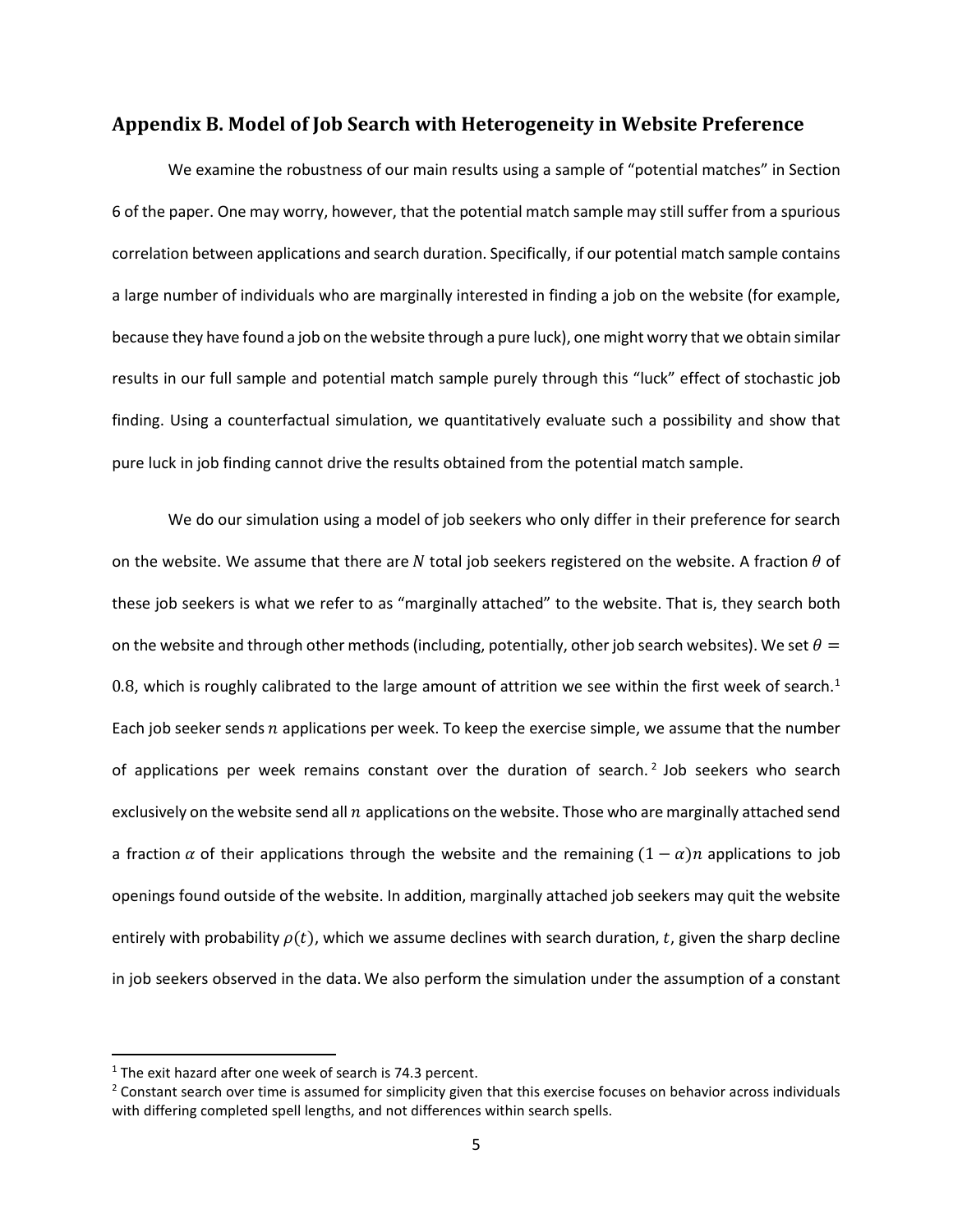## Appendix B. Model of Job Search with Heterogeneity in Website Preference

We examine the robustness of our main results using a sample of "potential matches" in Section 6 of the paper. One may worry, however, that the potential match sample may still suffer from a spurious correlation between applications and search duration. Specifically, if our potential match sample contains a large number of individuals who are marginally interested in finding a job on the website (for example, because they have found a job on the website through a pure luck), one might worry that we obtain similar results in our full sample and potential match sample purely through this "luck" effect of stochastic job finding. Using a counterfactual simulation, we quantitatively evaluate such a possibility and show that pure luck in job finding cannot drive the results obtained from the potential match sample.

We do our simulation using a model of job seekers who only differ in their preference for search on the website. We assume that there are $N$ total job seekers registered on the website. A fraction $\theta$ of these job seekers is what we refer to as "marginally attached" to the website. That is, they search both on the website and through other methods (including, potentially, other job search websites). We set $\theta = 0.8$, which is roughly calibrated to the large amount of attrition we see within the first week of search.[1] Each job seeker sends $n$ applications per week. To keep the exercise simple, we assume that the number of applications per week remains constant over the duration of search.[2] Job seekers who search exclusively on the website send all $n$ applications on the website. Those who are marginally attached send a fraction $\alpha$ of their applications through the website and the remaining $(1-\alpha)n$ applications to job openings found outside of the website. In addition, marginally attached job seekers may quit the website entirely with probability $\rho(t)$, which we assume declines with search duration, $t$, given the sharp decline in job seekers observed in the data. We also perform the simulation under the assumption of a constant

[1] The exit hazard after one week of search is 74.3 percent.

[2] Constant search over time is assumed for simplicity given that this exercise focuses on behavior across individuals with differing completed spell lengths, and not differences within search spells.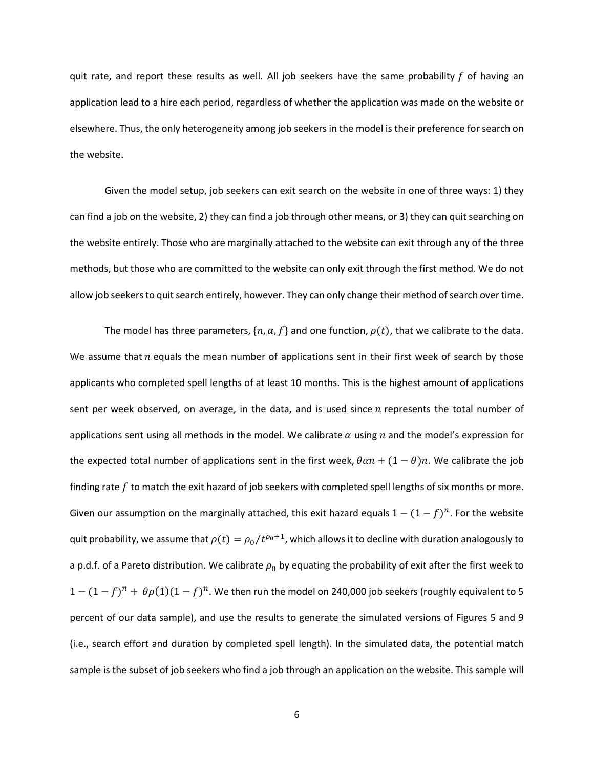quit rate, and report these results as well. All job seekers have the same probability $f$ of having an application lead to a hire each period, regardless of whether the application was made on the website or elsewhere. Thus, the only heterogeneity among job seekers in the model is their preference for search on the website.

Given the model setup, job seekers can exit search on the website in one of three ways: 1) they can find a job on the website, 2) they can find a job through other means, or 3) they can quit searching on the website entirely. Those who are marginally attached to the website can exit through any of the three methods, but those who are committed to the website can only exit through the first method. We do not allow job seekers to quit search entirely, however. They can only change their method of search over time.

The model has three parameters, $\{n, \alpha, f\}$ and one function, $\rho(t)$, that we calibrate to the data. We assume that $n$ equals the mean number of applications sent in their first week of search by those applicants who completed spell lengths of at least 10 months. This is the highest amount of applications sent per week observed, on average, in the data, and is used since $n$ represents the total number of applications sent using all methods in the model. We calibrate $\alpha$ using $n$ and the model's expression for the expected total number of applications sent in the first week, $\theta\alpha n + (1-\theta)n$. We calibrate the job finding rate $f$ to match the exit hazard of job seekers with completed spell lengths of six months or more. Given our assumption on the marginally attached, this exit hazard equals $1-(1-f)^n$. For the website quit probability, we assume that $\rho(t) = \rho_0/t^{\rho_0+1}$, which allows it to decline with duration analogously to a p.d.f. of a Pareto distribution. We calibrate $\rho_0$ by equating the probability of exit after the first week to $1-(1-f)^n + \theta\rho(1)(1-f)^n$. We then run the model on 240,000 job seekers (roughly equivalent to 5 percent of our data sample), and use the results to generate the simulated versions of Figures 5 and 9 (i.e., search effort and duration by completed spell length). In the simulated data, the potential match sample is the subset of job seekers who find a job through an application on the website. This sample will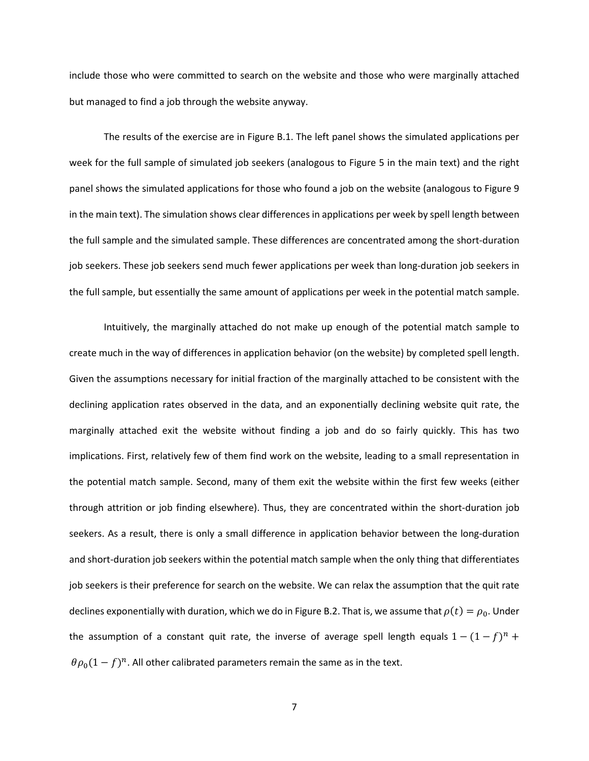include those who were committed to search on the website and those who were marginally attached but managed to find a job through the website anyway.

The results of the exercise are in Figure B.1. The left panel shows the simulated applications per week for the full sample of simulated job seekers (analogous to Figure 5 in the main text) and the right panel shows the simulated applications for those who found a job on the website (analogous to Figure 9 in the main text). The simulation shows clear differences in applications per week by spell length between the full sample and the simulated sample. These differences are concentrated among the short-duration job seekers. These job seekers send much fewer applications per week than long-duration job seekers in the full sample, but essentially the same amount of applications per week in the potential match sample.

Intuitively, the marginally attached do not make up enough of the potential match sample to create much in the way of differences in application behavior (on the website) by completed spell length. Given the assumptions necessary for initial fraction of the marginally attached to be consistent with the declining application rates observed in the data, and an exponentially declining website quit rate, the marginally attached exit the website without finding a job and do so fairly quickly. This has two implications. First, relatively few of them find work on the website, leading to a small representation in the potential match sample. Second, many of them exit the website within the first few weeks (either through attrition or job finding elsewhere). Thus, they are concentrated within the short-duration job seekers. As a result, there is only a small difference in application behavior between the long-duration and short-duration job seekers within the potential match sample when the only thing that differentiates job seekers is their preference for search on the website. We can relax the assumption that the quit rate declines exponentially with duration, which we do in Figure B.2. That is, we assume that $\rho(t) = \rho_0$. Under the assumption of a constant quit rate, the inverse of average spell length equals $1 - (1 - f)^n + \theta \rho_0 (1 - f)^n$. All other calibrated parameters remain the same as in the text.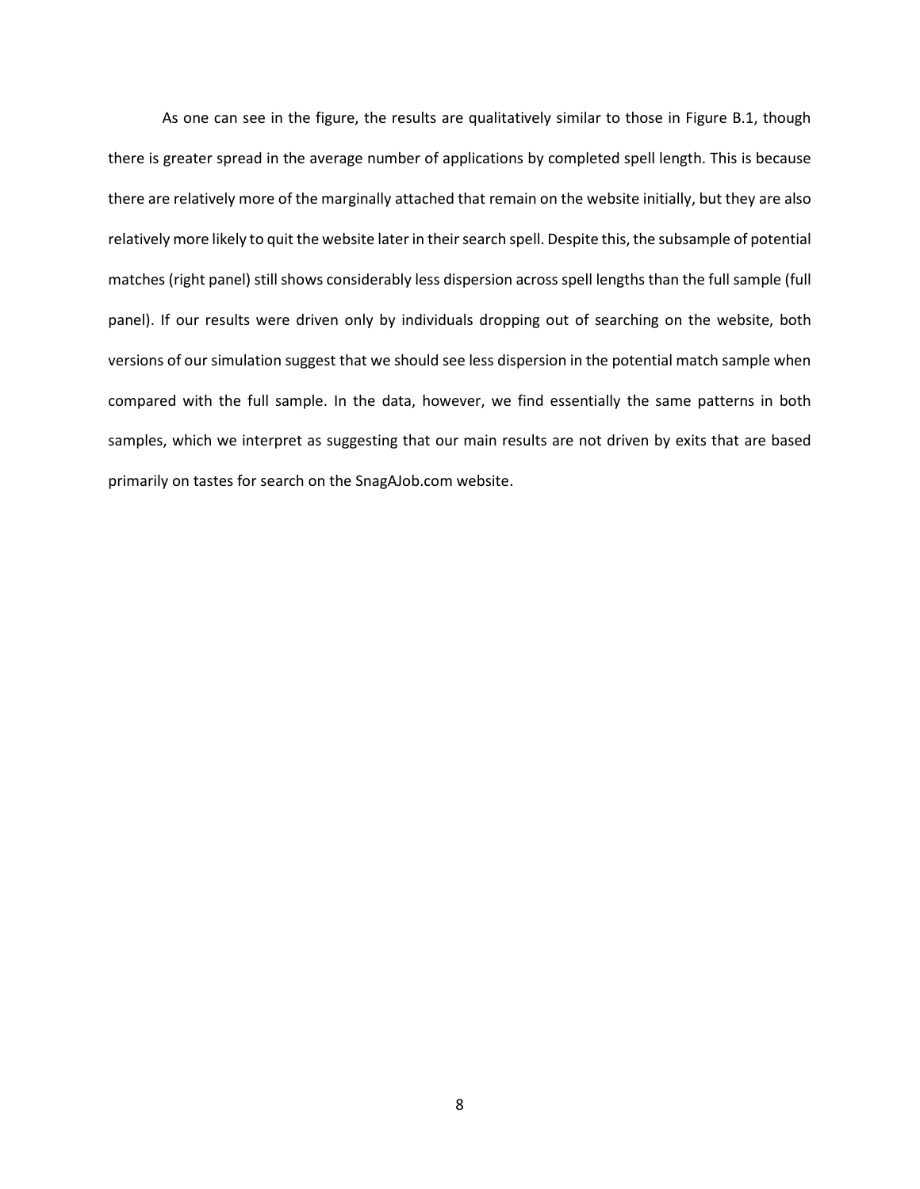As one can see in the figure, the results are qualitatively similar to those in Figure B.1, though there is greater spread in the average number of applications by completed spell length. This is because there are relatively more of the marginally attached that remain on the website initially, but they are also relatively more likely to quit the website later in their search spell. Despite this, the subsample of potential matches (right panel) still shows considerably less dispersion across spell lengths than the full sample (full panel). If our results were driven only by individuals dropping out of searching on the website, both versions of our simulation suggest that we should see less dispersion in the potential match sample when compared with the full sample. In the data, however, we find essentially the same patterns in both samples, which we interpret as suggesting that our main results are not driven by exits that are based primarily on tastes for search on the SnagAJob.com website.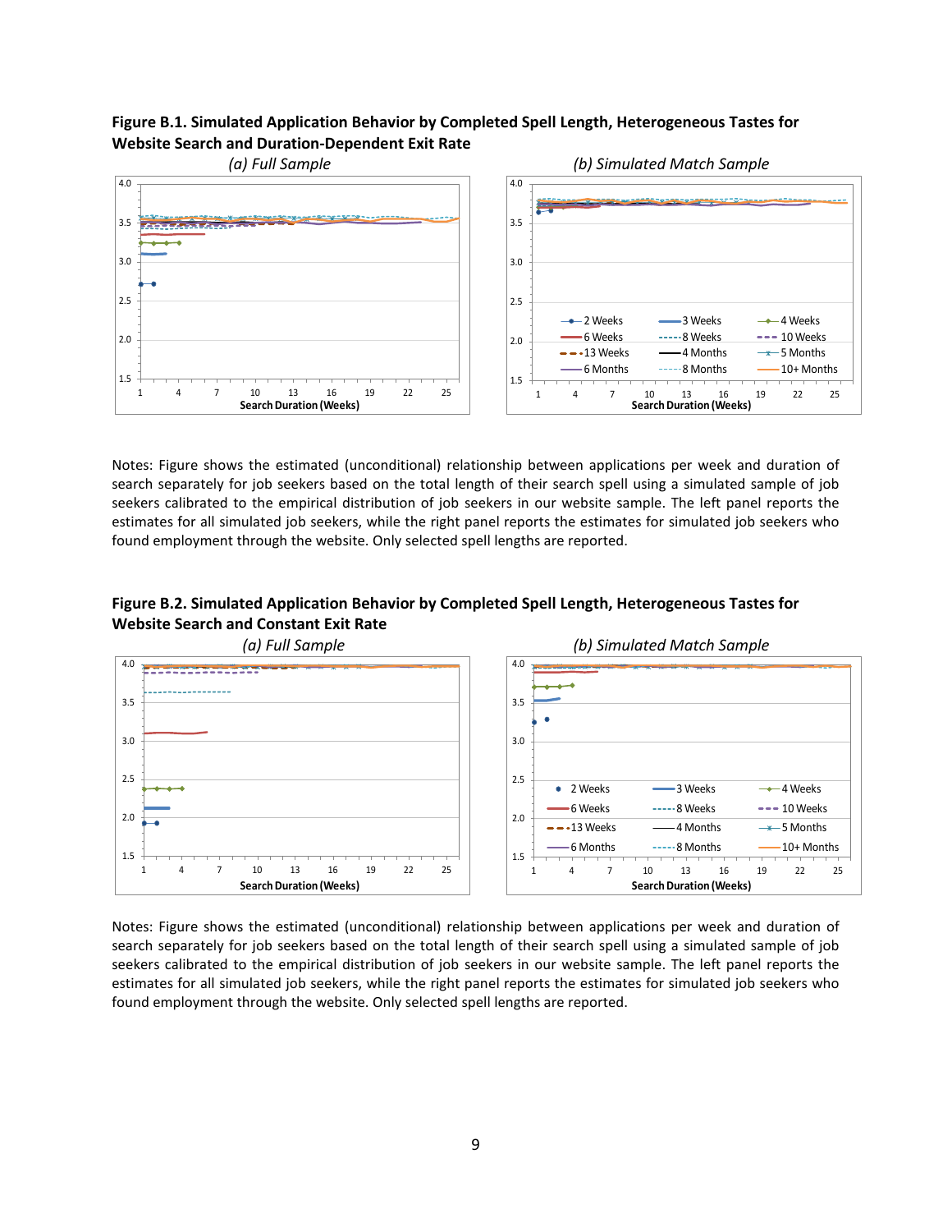**Figure B.1. Simulated Application Behavior by Completed Spell Length, Heterogeneous Tastes for Website Search and Duration-Dependent Exit Rate**

*(a) Full Sample*

*(b) Simulated Match Sample*

Notes: Figure shows the estimated (unconditional) relationship between applications per week and duration of search separately for job seekers based on the total length of their search spell using a simulated sample of job seekers calibrated to the empirical distribution of job seekers in our website sample. The left panel reports the estimates for all simulated job seekers, while the right panel reports the estimates for simulated job seekers who found employment through the website. Only selected spell lengths are reported.

**Figure B.2. Simulated Application Behavior by Completed Spell Length, Heterogeneous Tastes for Website Search and Constant Exit Rate**

*(a) Full Sample*

*(b) Simulated Match Sample*

Notes: Figure shows the estimated (unconditional) relationship between applications per week and duration of search separately for job seekers based on the total length of their search spell using a simulated sample of job seekers calibrated to the empirical distribution of job seekers in our website sample. The left panel reports the estimates for all simulated job seekers, while the right panel reports the estimates for simulated job seekers who found employment through the website. Only selected spell lengths are reported.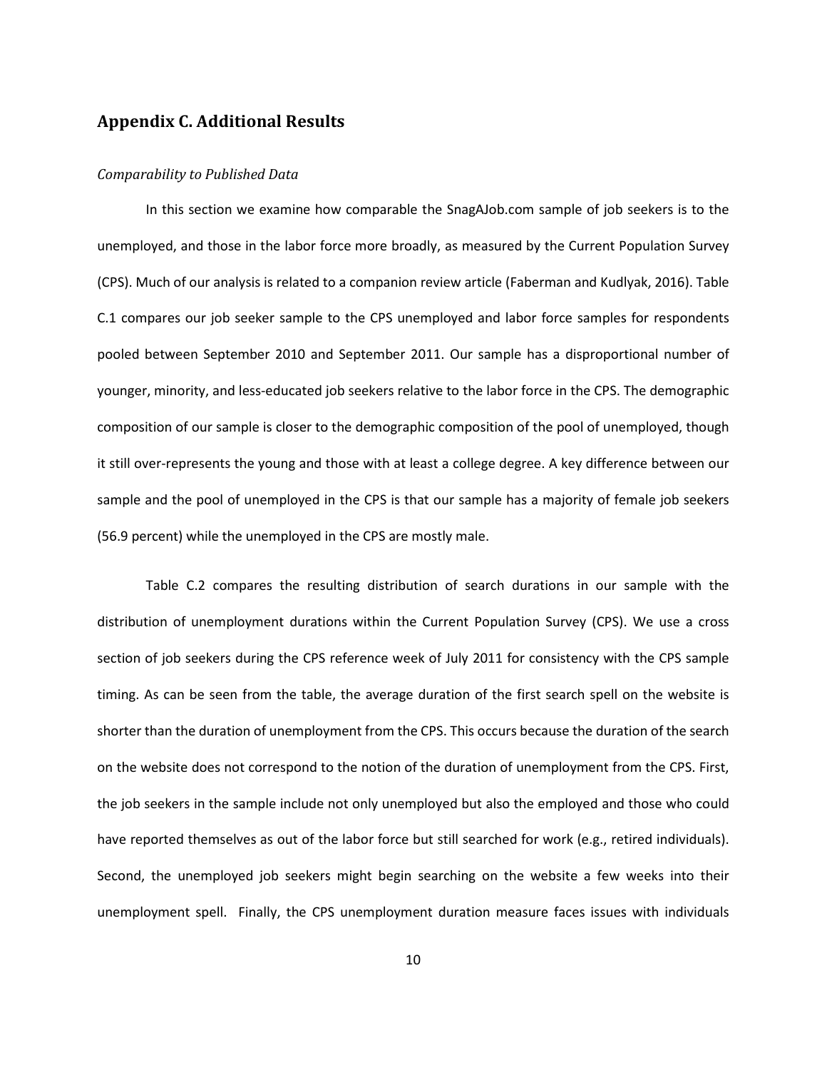## Appendix C. Additional Results

*Comparability to Published Data*

In this section we examine how comparable the SnagAJob.com sample of job seekers is to the unemployed, and those in the labor force more broadly, as measured by the Current Population Survey (CPS). Much of our analysis is related to a companion review article (Faberman and Kudlyak, 2016). Table C.1 compares our job seeker sample to the CPS unemployed and labor force samples for respondents pooled between September 2010 and September 2011. Our sample has a disproportional number of younger, minority, and less-educated job seekers relative to the labor force in the CPS. The demographic composition of our sample is closer to the demographic composition of the pool of unemployed, though it still over-represents the young and those with at least a college degree. A key difference between our sample and the pool of unemployed in the CPS is that our sample has a majority of female job seekers (56.9 percent) while the unemployed in the CPS are mostly male.

Table C.2 compares the resulting distribution of search durations in our sample with the distribution of unemployment durations within the Current Population Survey (CPS). We use a cross section of job seekers during the CPS reference week of July 2011 for consistency with the CPS sample timing. As can be seen from the table, the average duration of the first search spell on the website is shorter than the duration of unemployment from the CPS. This occurs because the duration of the search on the website does not correspond to the notion of the duration of unemployment from the CPS. First, the job seekers in the sample include not only unemployed but also the employed and those who could have reported themselves as out of the labor force but still searched for work (e.g., retired individuals). Second, the unemployed job seekers might begin searching on the website a few weeks into their unemployment spell. Finally, the CPS unemployment duration measure faces issues with individuals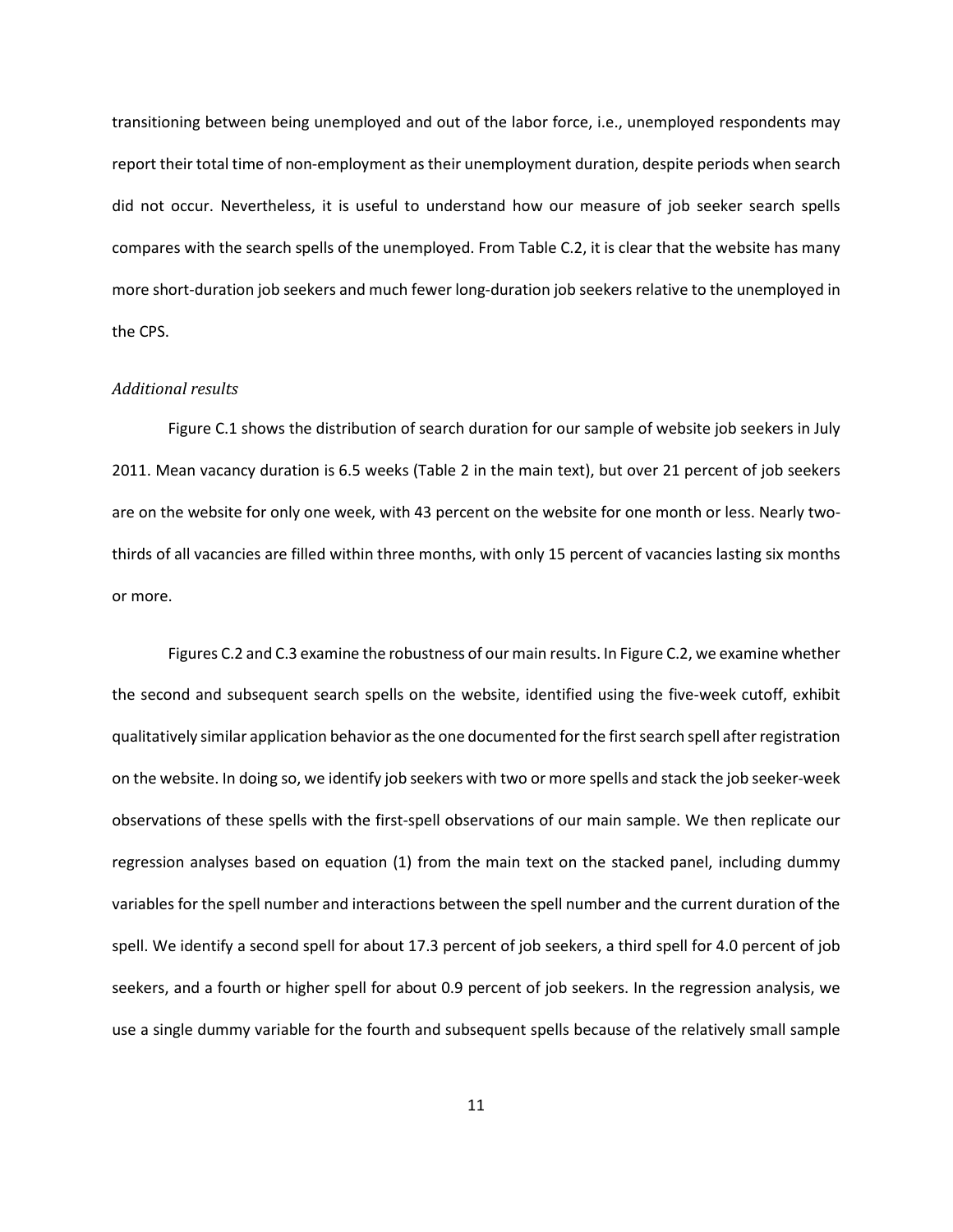transitioning between being unemployed and out of the labor force, i.e., unemployed respondents may report their total time of non-employment as their unemployment duration, despite periods when search did not occur. Nevertheless, it is useful to understand how our measure of job seeker search spells compares with the search spells of the unemployed. From Table C.2, it is clear that the website has many more short-duration job seekers and much fewer long-duration job seekers relative to the unemployed in the CPS.

### *Additional results*

Figure C.1 shows the distribution of search duration for our sample of website job seekers in July 2011. Mean vacancy duration is 6.5 weeks (Table 2 in the main text), but over 21 percent of job seekers are on the website for only one week, with 43 percent on the website for one month or less. Nearly two-thirds of all vacancies are filled within three months, with only 15 percent of vacancies lasting six months or more.

Figures C.2 and C.3 examine the robustness of our main results. In Figure C.2, we examine whether the second and subsequent search spells on the website, identified using the five-week cutoff, exhibit qualitatively similar application behavior as the one documented for the first search spell after registration on the website. In doing so, we identify job seekers with two or more spells and stack the job seeker-week observations of these spells with the first-spell observations of our main sample. We then replicate our regression analyses based on equation (1) from the main text on the stacked panel, including dummy variables for the spell number and interactions between the spell number and the current duration of the spell. We identify a second spell for about 17.3 percent of job seekers, a third spell for 4.0 percent of job seekers, and a fourth or higher spell for about 0.9 percent of job seekers. In the regression analysis, we use a single dummy variable for the fourth and subsequent spells because of the relatively small sample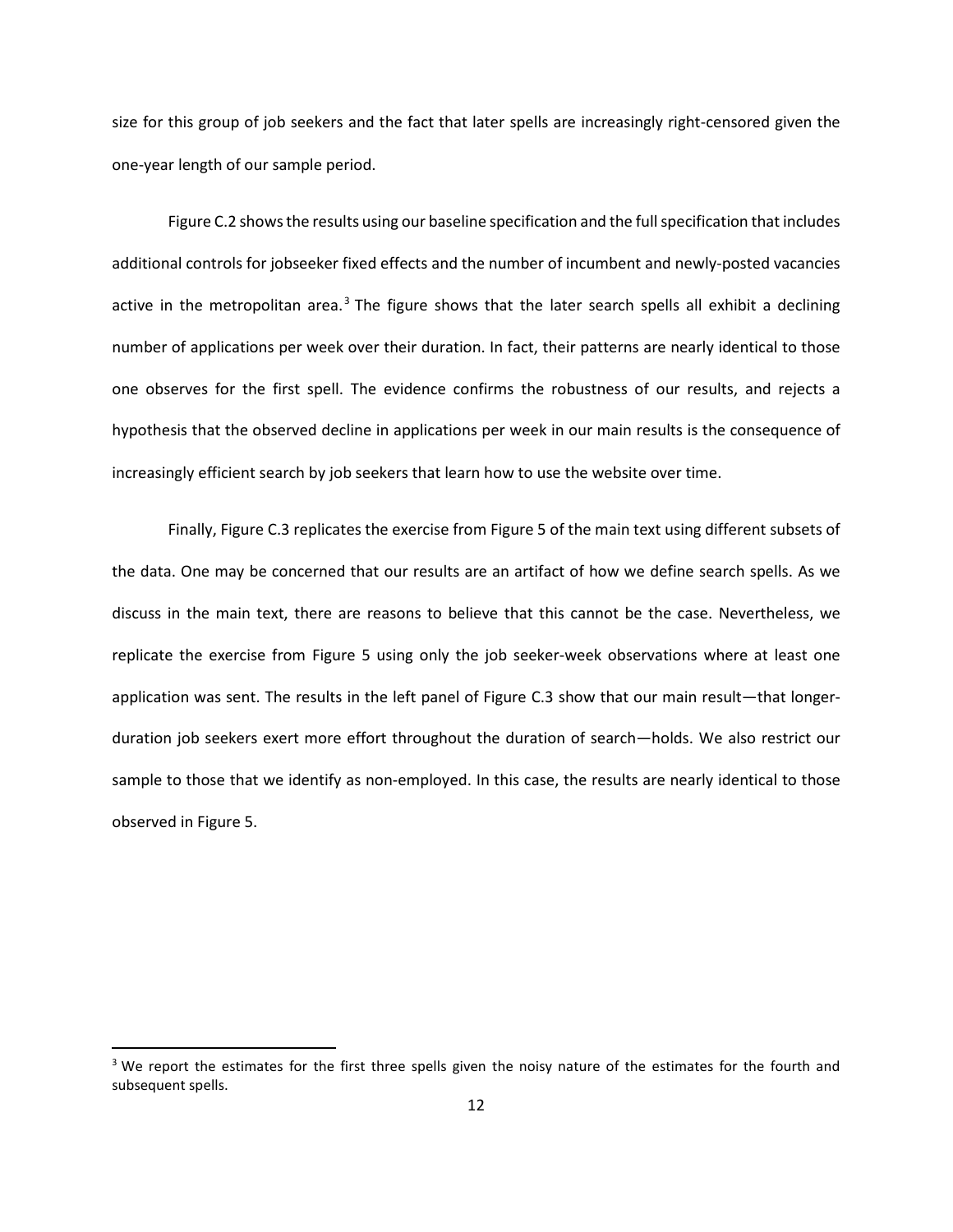size for this group of job seekers and the fact that later spells are increasingly right-censored given the one-year length of our sample period.

Figure C.2 shows the results using our baseline specification and the full specification that includes additional controls for jobseeker fixed effects and the number of incumbent and newly-posted vacancies active in the metropolitan area.[3] The figure shows that the later search spells all exhibit a declining number of applications per week over their duration. In fact, their patterns are nearly identical to those one observes for the first spell. The evidence confirms the robustness of our results, and rejects a hypothesis that the observed decline in applications per week in our main results is the consequence of increasingly efficient search by job seekers that learn how to use the website over time.

Finally, Figure C.3 replicates the exercise from Figure 5 of the main text using different subsets of the data. One may be concerned that our results are an artifact of how we define search spells. As we discuss in the main text, there are reasons to believe that this cannot be the case. Nevertheless, we replicate the exercise from Figure 5 using only the job seeker-week observations where at least one application was sent. The results in the left panel of Figure C.3 show that our main result—that longer-duration job seekers exert more effort throughout the duration of search—holds. We also restrict our sample to those that we identify as non-employed. In this case, the results are nearly identical to those observed in Figure 5.

[3] We report the estimates for the first three spells given the noisy nature of the estimates for the fourth and subsequent spells.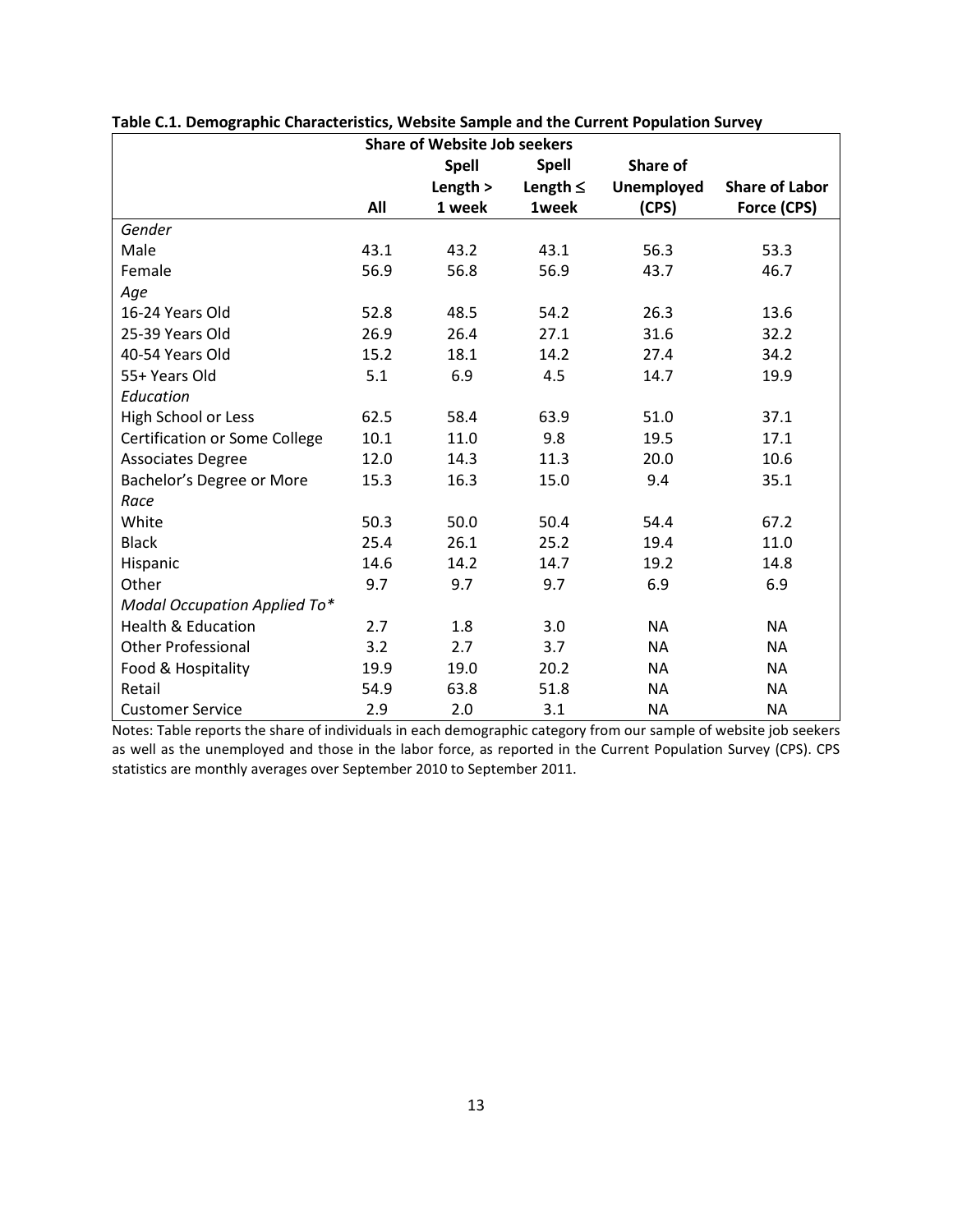**Table C.1. Demographic Characteristics, Website Sample and the Current Population Survey**

| | Share of Website Job seekers | | | | |
|---|---|---|---|---|---|
| | All | Spell Length > 1 week | Spell Length ≤ 1week | Share of Unemployed (CPS) | Share of Labor Force (CPS) |
| *Gender* | | | | | |
| Male | 43.1 | 43.2 | 43.1 | 56.3 | 53.3 |
| Female | 56.9 | 56.8 | 56.9 | 43.7 | 46.7 |
| *Age* | | | | | |
| 16-24 Years Old | 52.8 | 48.5 | 54.2 | 26.3 | 13.6 |
| 25-39 Years Old | 26.9 | 26.4 | 27.1 | 31.6 | 32.2 |
| 40-54 Years Old | 15.2 | 18.1 | 14.2 | 27.4 | 34.2 |
| 55+ Years Old | 5.1 | 6.9 | 4.5 | 14.7 | 19.9 |
| *Education* | | | | | |
| High School or Less | 62.5 | 58.4 | 63.9 | 51.0 | 37.1 |
| Certification or Some College | 10.1 | 11.0 | 9.8 | 19.5 | 17.1 |
| Associates Degree | 12.0 | 14.3 | 11.3 | 20.0 | 10.6 |
| Bachelor's Degree or More | 15.3 | 16.3 | 15.0 | 9.4 | 35.1 |
| *Race* | | | | | |
| White | 50.3 | 50.0 | 50.4 | 54.4 | 67.2 |
| Black | 25.4 | 26.1 | 25.2 | 19.4 | 11.0 |
| Hispanic | 14.6 | 14.2 | 14.7 | 19.2 | 14.8 |
| Other | 9.7 | 9.7 | 9.7 | 6.9 | 6.9 |
| *Modal Occupation Applied To** | | | | | |
| Health & Education | 2.7 | 1.8 | 3.0 | NA | NA |
| Other Professional | 3.2 | 2.7 | 3.7 | NA | NA |
| Food & Hospitality | 19.9 | 19.0 | 20.2 | NA | NA |
| Retail | 54.9 | 63.8 | 51.8 | NA | NA |
| Customer Service | 2.9 | 2.0 | 3.1 | NA | NA |

Notes: Table reports the share of individuals in each demographic category from our sample of website job seekers as well as the unemployed and those in the labor force, as reported in the Current Population Survey (CPS). CPS statistics are monthly averages over September 2010 to September 2011.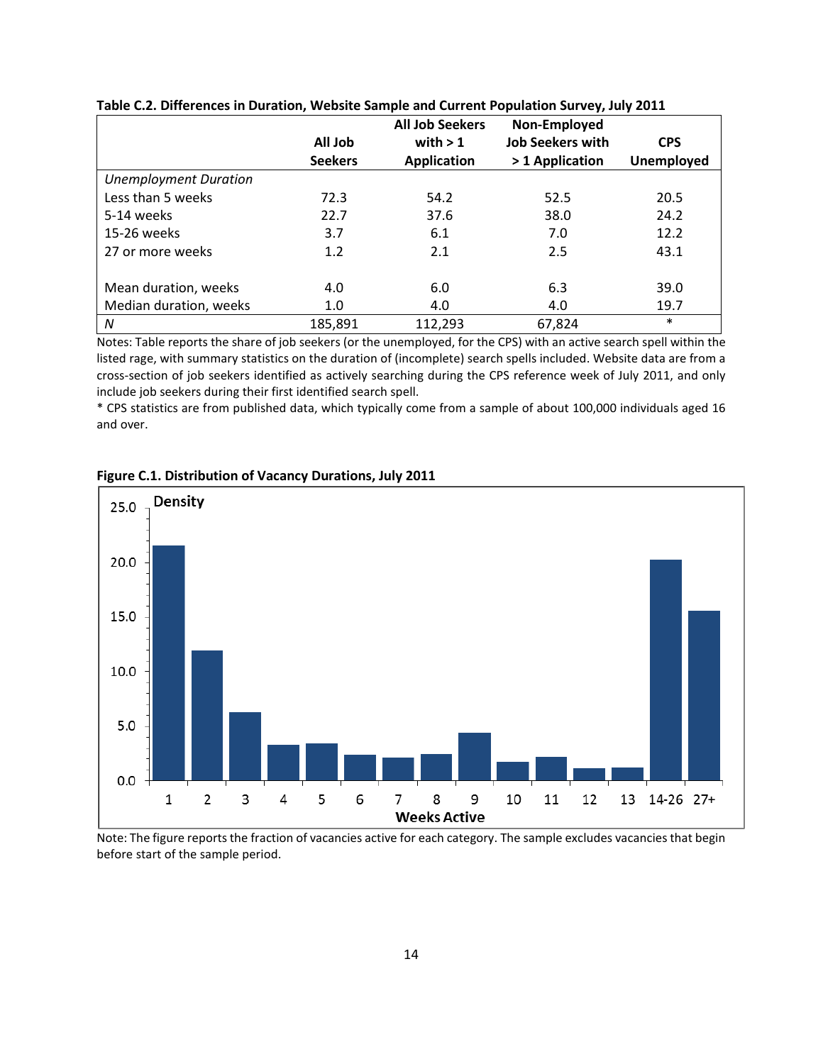**Table C.2. Differences in Duration, Website Sample and Current Population Survey, July 2011**

| | All Job Seekers | All Job Seekers with > 1 Application | Non-Employed Job Seekers with > 1 Application | CPS Unemployed |
|---|---|---|---|---|
| *Unemployment Duration* | | | | |
| Less than 5 weeks | 72.3 | 54.2 | 52.5 | 20.5 |
| 5-14 weeks | 22.7 | 37.6 | 38.0 | 24.2 |
| 15-26 weeks | 3.7 | 6.1 | 7.0 | 12.2 |
| 27 or more weeks | 1.2 | 2.1 | 2.5 | 43.1 |
| | | | | |
| Mean duration, weeks | 4.0 | 6.0 | 6.3 | 39.0 |
| Median duration, weeks | 1.0 | 4.0 | 4.0 | 19.7 |
| *N* | 185,891 | 112,293 | 67,824 | * |

Notes: Table reports the share of job seekers (or the unemployed, for the CPS) with an active search spell within the listed rage, with summary statistics on the duration of (incomplete) search spells included. Website data are from a cross-section of job seekers identified as actively searching during the CPS reference week of July 2011, and only include job seekers during their first identified search spell.

* CPS statistics are from published data, which typically come from a sample of about 100,000 individuals aged 16 and over.

**Figure C.1. Distribution of Vacancy Durations, July 2011**

Note: The figure reports the fraction of vacancies active for each category. The sample excludes vacancies that begin before start of the sample period.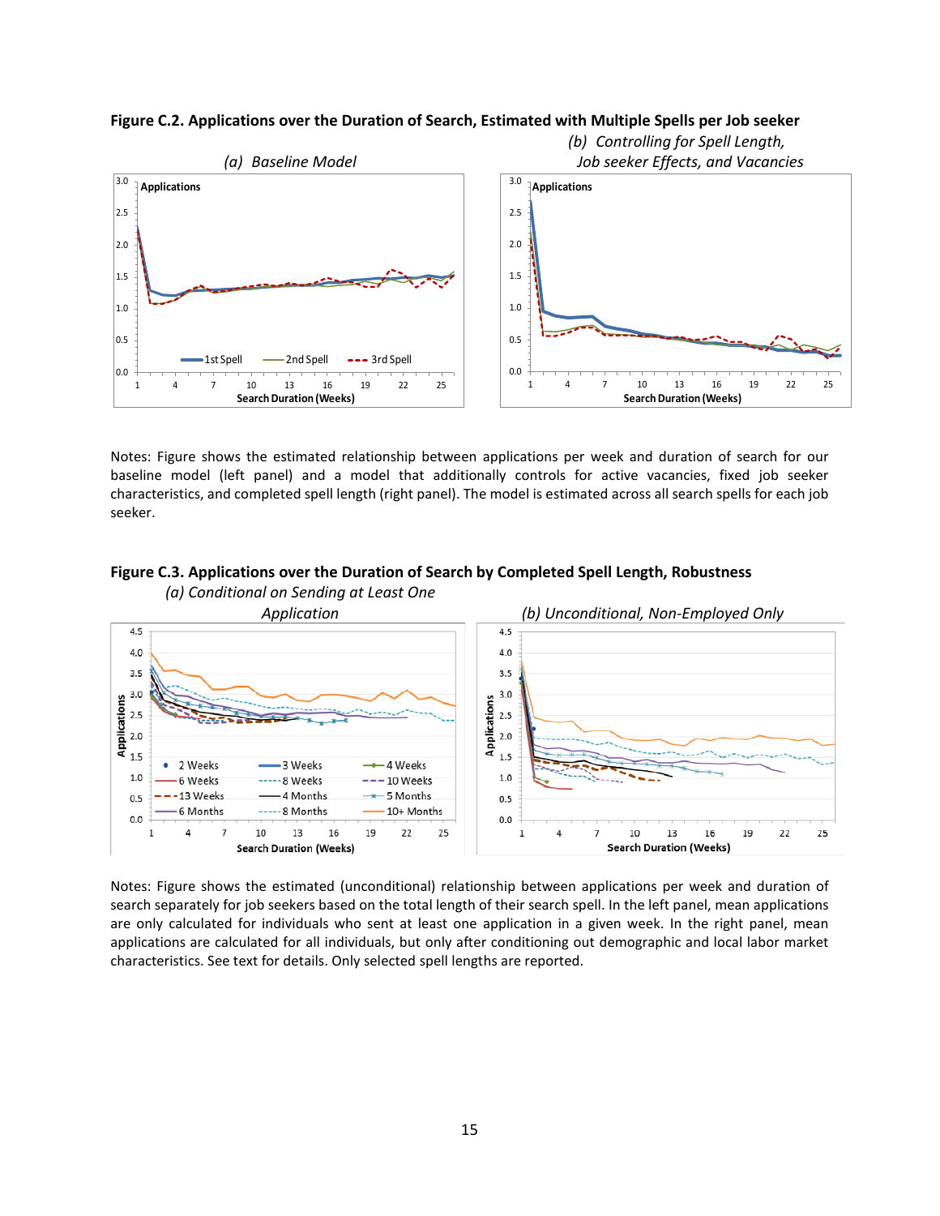**Figure C.2. Applications over the Duration of Search, Estimated with Multiple Spells per Job seeker**

*(a) Baseline Model*

Applications

3.0
2.5
2.0
1.5
1.0
0.5
0.0

1 4 7 10 13 16 19 22 25

Search Duration (Weeks)

1st Spell
2nd Spell
3rd Spell

*(b) Controlling for Spell Length, Job seeker Effects, and Vacancies*

Applications

3.0
2.5
2.0
1.5
1.0
0.5
0.0

1 4 7 10 13 16 19 22 25

Search Duration (Weeks)

Notes: Figure shows the estimated relationship between applications per week and duration of search for our baseline model (left panel) and a model that additionally controls for active vacancies, fixed job seeker characteristics, and completed spell length (right panel). The model is estimated across all search spells for each job seeker.

**Figure C.3. Applications over the Duration of Search by Completed Spell Length, Robustness**

*(a) Conditional on Sending at Least One Application*

Applications

4.5
4.0
3.5
3.0
2.5
2.0
1.5
1.0
0.5
0.0

1 4 7 10 13 16 19 22 25

Search Duration (Weeks)

2 Weeks
3 Weeks
4 Weeks
6 Weeks
8 Weeks
10 Weeks
13 Weeks
4 Months
5 Months
6 Months
8 Months
10+ Months

*(b) Unconditional, Non-Employed Only*

Applications

4.5
4.0
3.5
3.0
2.5
2.0
1.5
1.0
0.5
0.0

1 4 7 10 13 16 19 22 25

Search Duration (Weeks)

Notes: Figure shows the estimated (unconditional) relationship between applications per week and duration of search separately for job seekers based on the total length of their search spell. In the left panel, mean applications are only calculated for individuals who sent at least one application in a given week. In the right panel, mean applications are calculated for all individuals, but only after conditioning out demographic and local labor market characteristics. See text for details. Only selected spell lengths are reported.